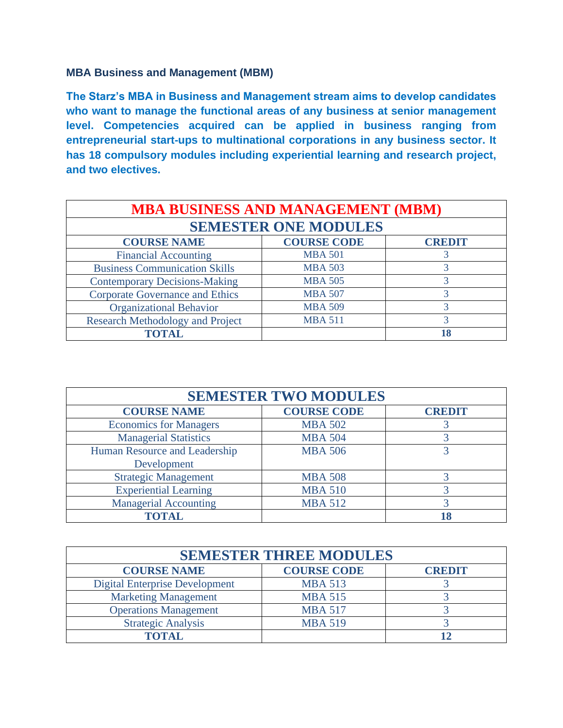**MBA Business and Management (MBM)**

**The Starz's MBA in Business and Management stream aims to develop candidates who want to manage the functional areas of any business at senior management level. Competencies acquired can be applied in business ranging from entrepreneurial start-ups to multinational corporations in any business sector. It has 18 compulsory modules including experiential learning and research project, and two electives.**

| MBA BUSINESS AND MANAGEMENT (MBM) | | |
|---|---|---|
| **SEMESTER ONE MODULES** | | |
| **COURSE NAME** | **COURSE CODE** | **CREDIT** |
| Financial Accounting | MBA 501 | 3 |
| Business Communication Skills | MBA 503 | 3 |
| Contemporary Decisions-Making | MBA 505 | 3 |
| Corporate Governance and Ethics | MBA 507 | 3 |
| Organizational Behavior | MBA 509 | 3 |
| Research Methodology and Project | MBA 511 | 3 |
| **TOTAL** | | **18** |

| SEMESTER TWO MODULES | | |
|---|---|---|
| **COURSE NAME** | **COURSE CODE** | **CREDIT** |
| Economics for Managers | MBA 502 | 3 |
| Managerial Statistics | MBA 504 | 3 |
| Human Resource and Leadership Development | MBA 506 | 3 |
| Strategic Management | MBA 508 | 3 |
| Experiential Learning | MBA 510 | 3 |
| Managerial Accounting | MBA 512 | 3 |
| **TOTAL** | | **18** |

| SEMESTER THREE MODULES | | |
|---|---|---|
| **COURSE NAME** | **COURSE CODE** | **CREDIT** |
| Digital Enterprise Development | MBA 513 | 3 |
| Marketing Management | MBA 515 | 3 |
| Operations Management | MBA 517 | 3 |
| Strategic Analysis | MBA 519 | 3 |
| **TOTAL** | | **12** |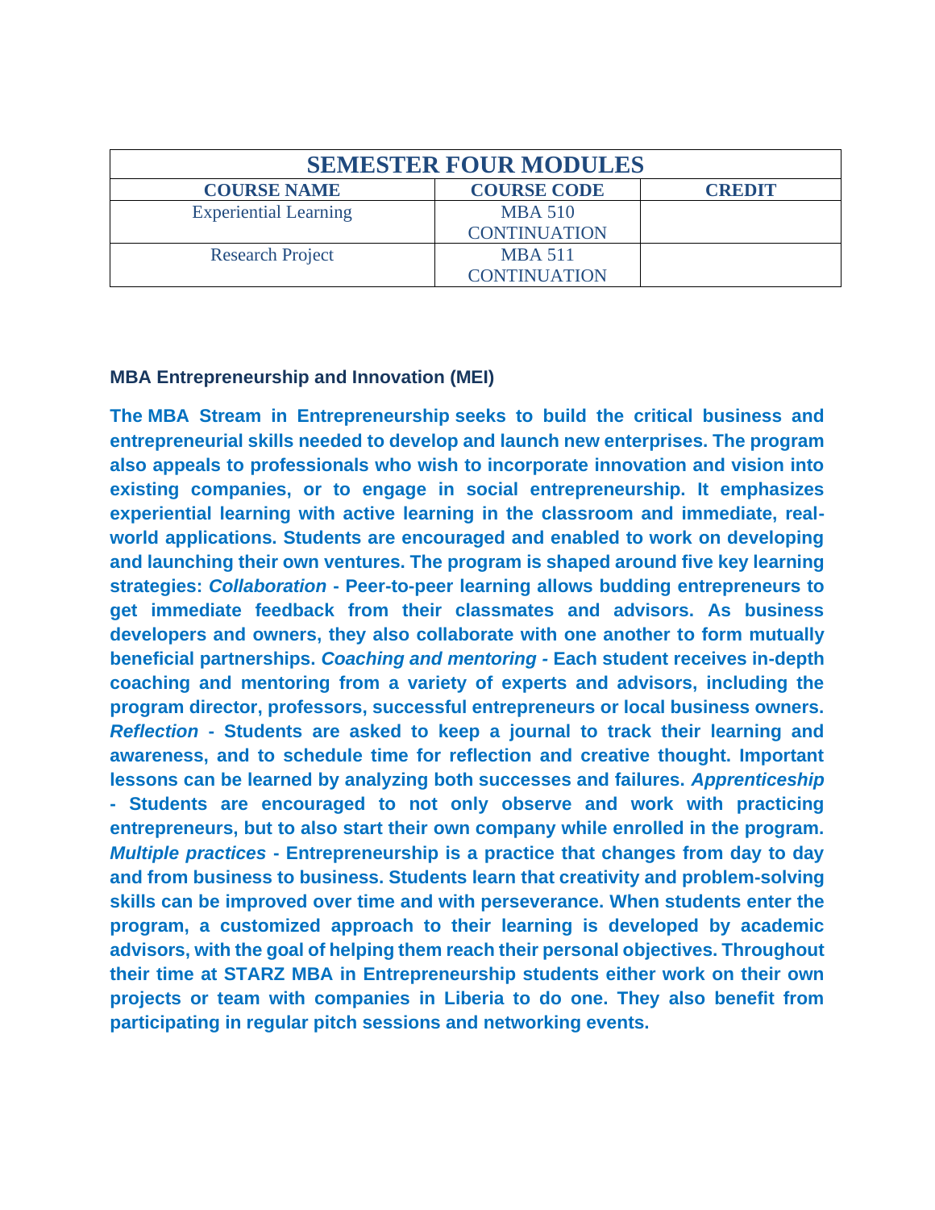| SEMESTER FOUR MODULES | | |
|---|---|---|
| **COURSE NAME** | **COURSE CODE** | **CREDIT** |
| Experiential Learning | MBA 510 CONTINUATION | |
| Research Project | MBA 511 CONTINUATION | |

**MBA Entrepreneurship and Innovation (MEI)**

**The MBA Stream in Entrepreneurship seeks to build the critical business and entrepreneurial skills needed to develop and launch new enterprises. The program also appeals to professionals who wish to incorporate innovation and vision into existing companies, or to engage in social entrepreneurship. It emphasizes experiential learning with active learning in the classroom and immediate, real-world applications. Students are encouraged and enabled to work on developing and launching their own ventures. The program is shaped around five key learning strategies: *Collaboration* - Peer-to-peer learning allows budding entrepreneurs to get immediate feedback from their classmates and advisors. As business developers and owners, they also collaborate with one another to form mutually beneficial partnerships. *Coaching and mentoring* - Each student receives in-depth coaching and mentoring from a variety of experts and advisors, including the program director, professors, successful entrepreneurs or local business owners. *Reflection* - Students are asked to keep a journal to track their learning and awareness, and to schedule time for reflection and creative thought. Important lessons can be learned by analyzing both successes and failures. *Apprenticeship* - Students are encouraged to not only observe and work with practicing entrepreneurs, but to also start their own company while enrolled in the program. *Multiple practices* - Entrepreneurship is a practice that changes from day to day and from business to business. Students learn that creativity and problem-solving skills can be improved over time and with perseverance. When students enter the program, a customized approach to their learning is developed by academic advisors, with the goal of helping them reach their personal objectives. Throughout their time at STARZ MBA in Entrepreneurship students either work on their own projects or team with companies in Liberia to do one. They also benefit from participating in regular pitch sessions and networking events.**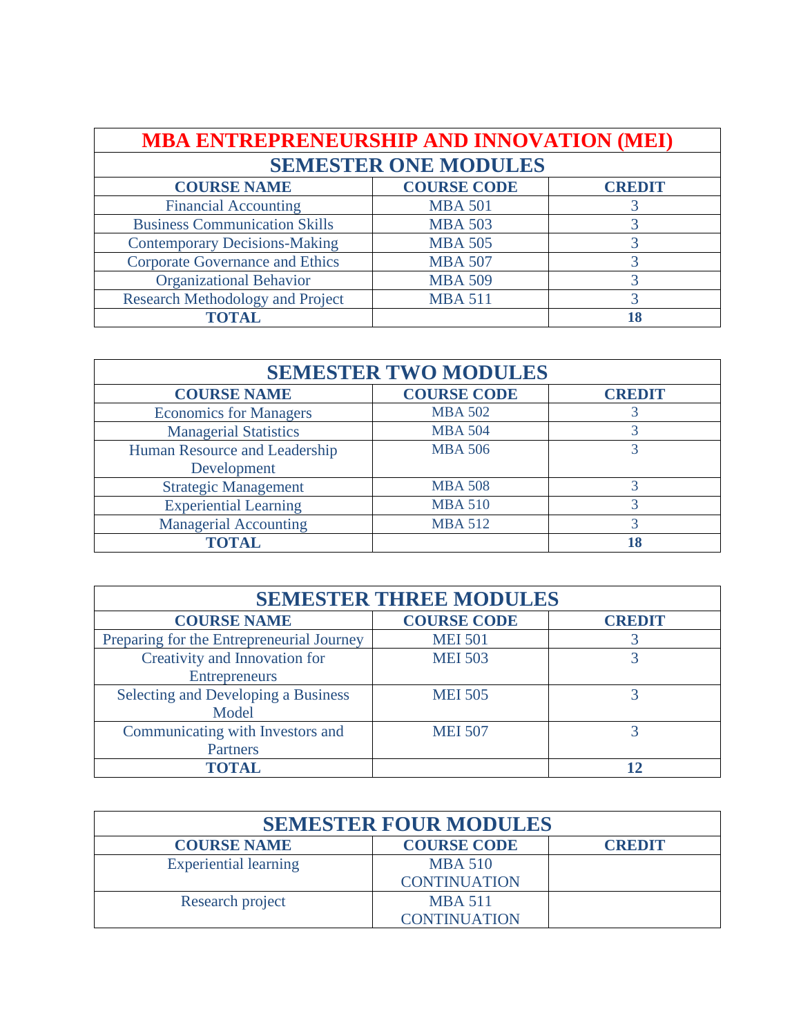# MBA ENTREPRENEURSHIP AND INNOVATION (MEI)

## SEMESTER ONE MODULES

| COURSE NAME | COURSE CODE | CREDIT |
|---|---|---|
| Financial Accounting | MBA 501 | 3 |
| Business Communication Skills | MBA 503 | 3 |
| Contemporary Decisions-Making | MBA 505 | 3 |
| Corporate Governance and Ethics | MBA 507 | 3 |
| Organizational Behavior | MBA 509 | 3 |
| Research Methodology and Project | MBA 511 | 3 |
| **TOTAL** | | **18** |

## SEMESTER TWO MODULES

| COURSE NAME | COURSE CODE | CREDIT |
|---|---|---|
| Economics for Managers | MBA 502 | 3 |
| Managerial Statistics | MBA 504 | 3 |
| Human Resource and Leadership Development | MBA 506 | 3 |
| Strategic Management | MBA 508 | 3 |
| Experiential Learning | MBA 510 | 3 |
| Managerial Accounting | MBA 512 | 3 |
| **TOTAL** | | **18** |

## SEMESTER THREE MODULES

| COURSE NAME | COURSE CODE | CREDIT |
|---|---|---|
| Preparing for the Entrepreneurial Journey | MEI 501 | 3 |
| Creativity and Innovation for Entrepreneurs | MEI 503 | 3 |
| Selecting and Developing a Business Model | MEI 505 | 3 |
| Communicating with Investors and Partners | MEI 507 | 3 |
| **TOTAL** | | **12** |

## SEMESTER FOUR MODULES

| COURSE NAME | COURSE CODE | CREDIT |
|---|---|---|
| Experiential learning | MBA 510 CONTINUATION | |
| Research project | MBA 511 CONTINUATION | |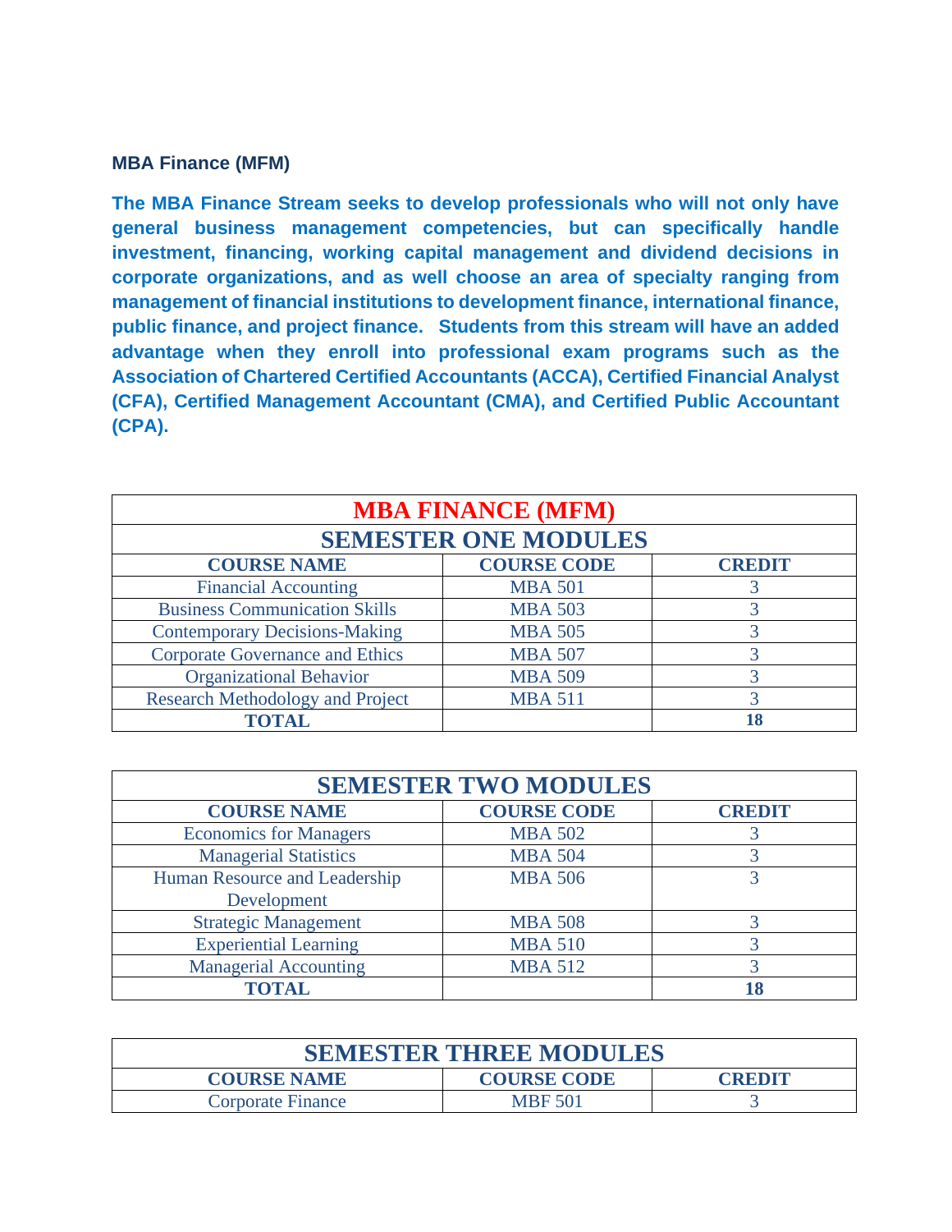**MBA Finance (MFM)**

**The MBA Finance Stream seeks to develop professionals who will not only have general business management competencies, but can specifically handle investment, financing, working capital management and dividend decisions in corporate organizations, and as well choose an area of specialty ranging from management of financial institutions to development finance, international finance, public finance, and project finance. Students from this stream will have an added advantage when they enroll into professional exam programs such as the Association of Chartered Certified Accountants (ACCA), Certified Financial Analyst (CFA), Certified Management Accountant (CMA), and Certified Public Accountant (CPA).**

| MBA FINANCE (MFM) | | |
|---|---|---|
| **SEMESTER ONE MODULES** | | |
| **COURSE NAME** | **COURSE CODE** | **CREDIT** |
| Financial Accounting | MBA 501 | 3 |
| Business Communication Skills | MBA 503 | 3 |
| Contemporary Decisions-Making | MBA 505 | 3 |
| Corporate Governance and Ethics | MBA 507 | 3 |
| Organizational Behavior | MBA 509 | 3 |
| Research Methodology and Project | MBA 511 | 3 |
| **TOTAL** | | **18** |

| SEMESTER TWO MODULES | | |
|---|---|---|
| **COURSE NAME** | **COURSE CODE** | **CREDIT** |
| Economics for Managers | MBA 502 | 3 |
| Managerial Statistics | MBA 504 | 3 |
| Human Resource and Leadership Development | MBA 506 | 3 |
| Strategic Management | MBA 508 | 3 |
| Experiential Learning | MBA 510 | 3 |
| Managerial Accounting | MBA 512 | 3 |
| **TOTAL** | | **18** |

| SEMESTER THREE MODULES | | |
|---|---|---|
| **COURSE NAME** | **COURSE CODE** | **CREDIT** |
| Corporate Finance | MBF 501 | 3 |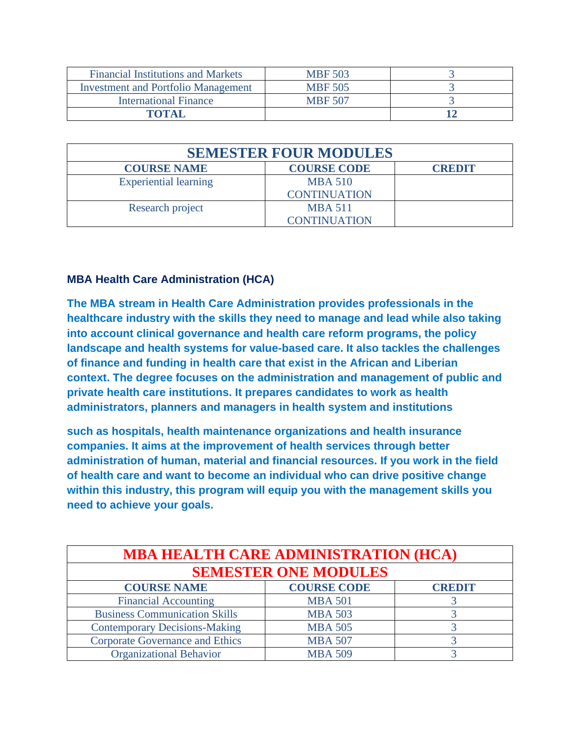| Financial Institutions and Markets | MBF 503 | 3 |
|---|---|---|
| Investment and Portfolio Management | MBF 505 | 3 |
| International Finance | MBF 507 | 3 |
| **TOTAL** | | **12** |

| **SEMESTER FOUR MODULES** | | |
|---|---|---|
| **COURSE NAME** | **COURSE CODE** | **CREDIT** |
| Experiential learning | MBA 510 CONTINUATION | |
| Research project | MBA 511 CONTINUATION | |

### MBA Health Care Administration (HCA)

**The MBA stream in Health Care Administration provides professionals in the healthcare industry with the skills they need to manage and lead while also taking into account clinical governance and health care reform programs, the policy landscape and health systems for value-based care. It also tackles the challenges of finance and funding in health care that exist in the African and Liberian context. The degree focuses on the administration and management of public and private health care institutions. It prepares candidates to work as health administrators, planners and managers in health system and institutions**

**such as hospitals, health maintenance organizations and health insurance companies. It aims at the improvement of health services through better administration of human, material and financial resources. If you work in the field of health care and want to become an individual who can drive positive change within this industry, this program will equip you with the management skills you need to achieve your goals.**

| **MBA HEALTH CARE ADMINISTRATION (HCA)** | | |
|---|---|---|
| **SEMESTER ONE MODULES** | | |
| **COURSE NAME** | **COURSE CODE** | **CREDIT** |
| Financial Accounting | MBA 501 | 3 |
| Business Communication Skills | MBA 503 | 3 |
| Contemporary Decisions-Making | MBA 505 | 3 |
| Corporate Governance and Ethics | MBA 507 | 3 |
| Organizational Behavior | MBA 509 | 3 |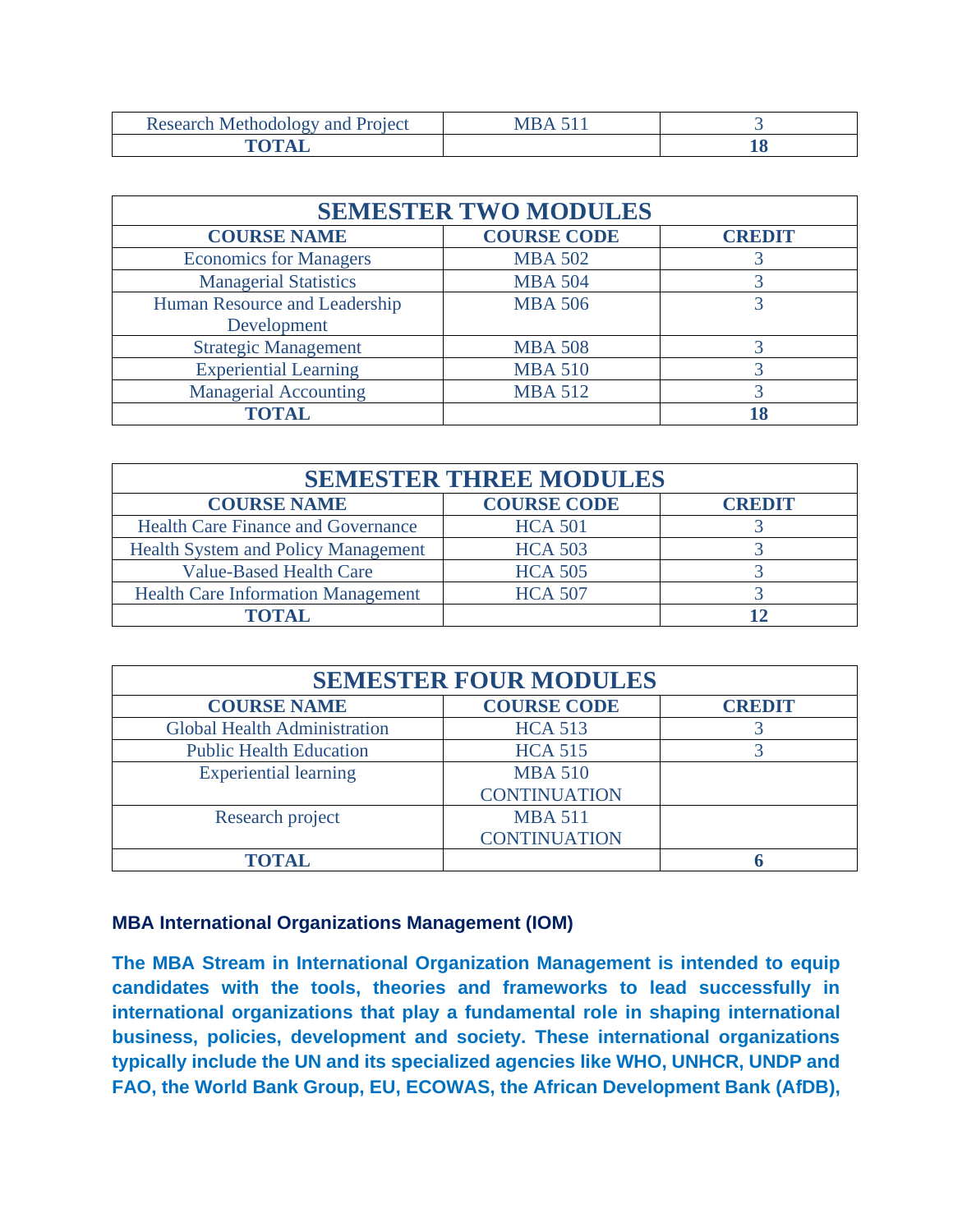| Research Methodology and Project | MBA 511 | 3 |
|---|---|---|
| **TOTAL** | | **18** |

| SEMESTER TWO MODULES | | |
|---|---|---|
| **COURSE NAME** | **COURSE CODE** | **CREDIT** |
| Economics for Managers | MBA 502 | 3 |
| Managerial Statistics | MBA 504 | 3 |
| Human Resource and Leadership Development | MBA 506 | 3 |
| Strategic Management | MBA 508 | 3 |
| Experiential Learning | MBA 510 | 3 |
| Managerial Accounting | MBA 512 | 3 |
| **TOTAL** | | **18** |

| SEMESTER THREE MODULES | | |
|---|---|---|
| **COURSE NAME** | **COURSE CODE** | **CREDIT** |
| Health Care Finance and Governance | HCA 501 | 3 |
| Health System and Policy Management | HCA 503 | 3 |
| Value-Based Health Care | HCA 505 | 3 |
| Health Care Information Management | HCA 507 | 3 |
| **TOTAL** | | **12** |

| SEMESTER FOUR MODULES | | |
|---|---|---|
| **COURSE NAME** | **COURSE CODE** | **CREDIT** |
| Global Health Administration | HCA 513 | 3 |
| Public Health Education | HCA 515 | 3 |
| Experiential learning | MBA 510 CONTINUATION | |
| Research project | MBA 511 CONTINUATION | |
| **TOTAL** | | **6** |

### MBA International Organizations Management (IOM)

**The MBA Stream in International Organization Management is intended to equip candidates with the tools, theories and frameworks to lead successfully in international organizations that play a fundamental role in shaping international business, policies, development and society. These international organizations typically include the UN and its specialized agencies like WHO, UNHCR, UNDP and FAO, the World Bank Group, EU, ECOWAS, the African Development Bank (AfDB),**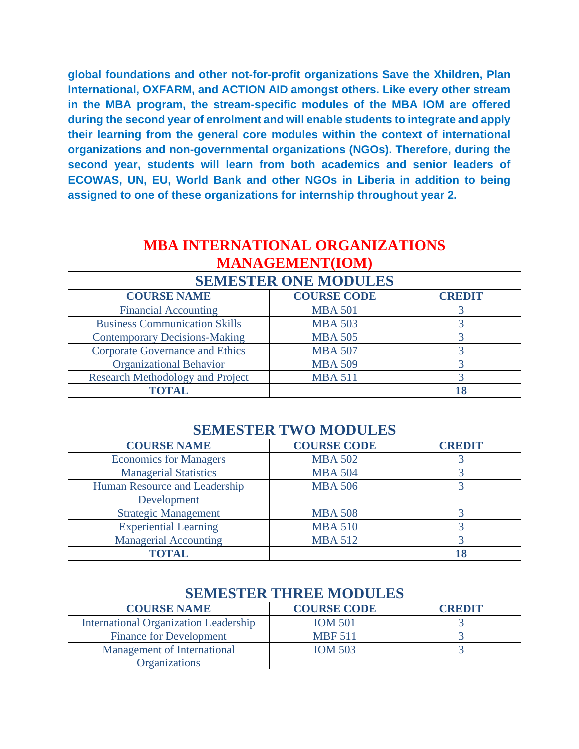**global foundations and other not-for-profit organizations Save the Xhildren, Plan International, OXFARM, and ACTION AID amongst others. Like every other stream in the MBA program, the stream-specific modules of the MBA IOM are offered during the second year of enrolment and will enable students to integrate and apply their learning from the general core modules within the context of international organizations and non-governmental organizations (NGOs). Therefore, during the second year, students will learn from both academics and senior leaders of ECOWAS, UN, EU, World Bank and other NGOs in Liberia in addition to being assigned to one of these organizations for internship throughout year 2.**

| MBA INTERNATIONAL ORGANIZATIONS MANAGEMENT(IOM) | | |
|---|---|---|
| **SEMESTER ONE MODULES** | | |
| **COURSE NAME** | **COURSE CODE** | **CREDIT** |
| Financial Accounting | MBA 501 | 3 |
| Business Communication Skills | MBA 503 | 3 |
| Contemporary Decisions-Making | MBA 505 | 3 |
| Corporate Governance and Ethics | MBA 507 | 3 |
| Organizational Behavior | MBA 509 | 3 |
| Research Methodology and Project | MBA 511 | 3 |
| **TOTAL** | | **18** |

| SEMESTER TWO MODULES | | |
|---|---|---|
| **COURSE NAME** | **COURSE CODE** | **CREDIT** |
| Economics for Managers | MBA 502 | 3 |
| Managerial Statistics | MBA 504 | 3 |
| Human Resource and Leadership Development | MBA 506 | 3 |
| Strategic Management | MBA 508 | 3 |
| Experiential Learning | MBA 510 | 3 |
| Managerial Accounting | MBA 512 | 3 |
| **TOTAL** | | **18** |

| SEMESTER THREE MODULES | | |
|---|---|---|
| **COURSE NAME** | **COURSE CODE** | **CREDIT** |
| International Organization Leadership | IOM 501 | 3 |
| Finance for Development | MBF 511 | 3 |
| Management of International Organizations | IOM 503 | 3 |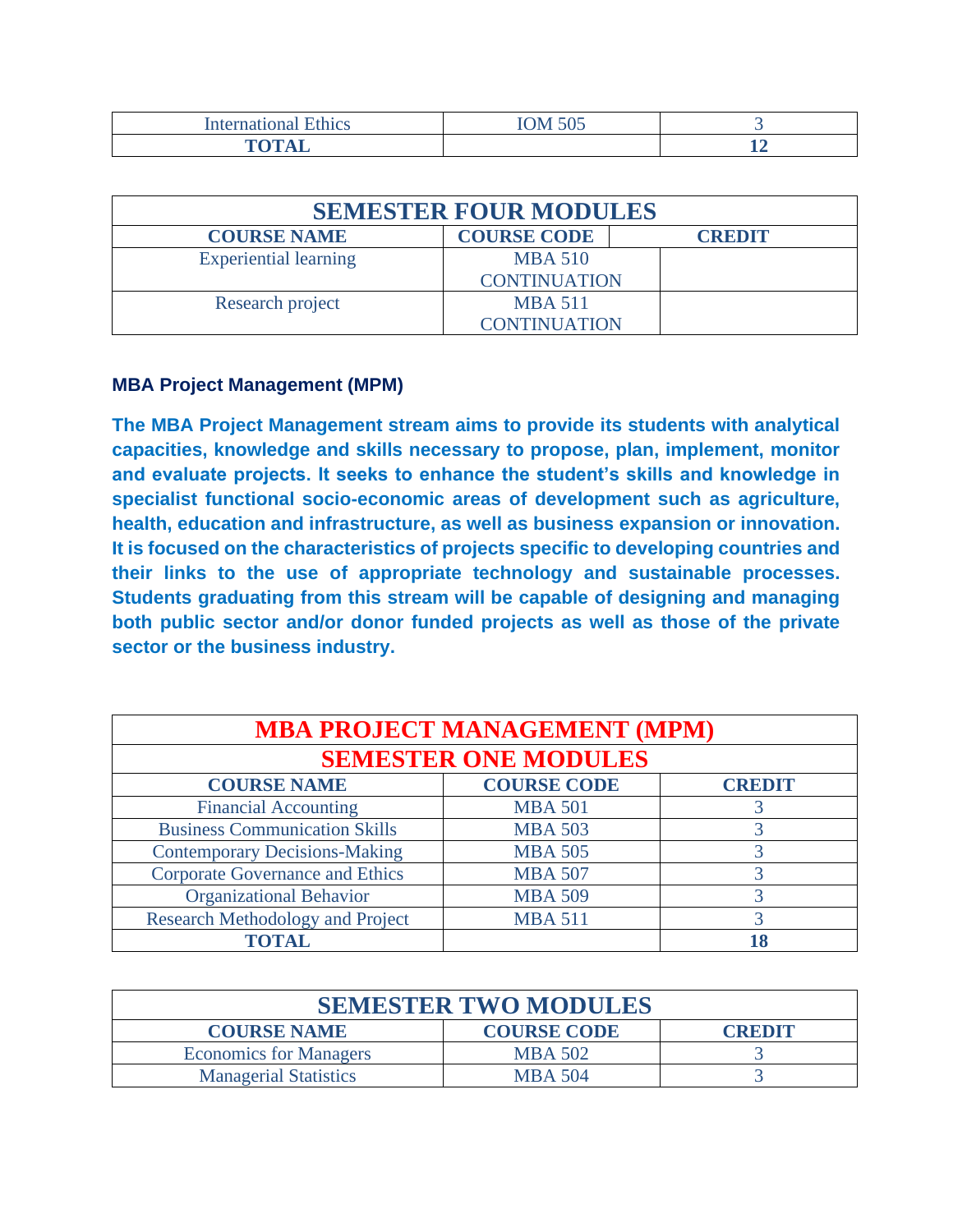| International Ethics | IOM 505 | 3 |
|---|---|---|
| **TOTAL** | | **12** |

| SEMESTER FOUR MODULES | | |
|---|---|---|
| **COURSE NAME** | **COURSE CODE** | **CREDIT** |
| Experiential learning | MBA 510 CONTINUATION | |
| Research project | MBA 511 CONTINUATION | |

**MBA Project Management (MPM)**

**The MBA Project Management stream aims to provide its students with analytical capacities, knowledge and skills necessary to propose, plan, implement, monitor and evaluate projects. It seeks to enhance the student's skills and knowledge in specialist functional socio-economic areas of development such as agriculture, health, education and infrastructure, as well as business expansion or innovation. It is focused on the characteristics of projects specific to developing countries and their links to the use of appropriate technology and sustainable processes. Students graduating from this stream will be capable of designing and managing both public sector and/or donor funded projects as well as those of the private sector or the business industry.**

| MBA PROJECT MANAGEMENT (MPM) | | |
|---|---|---|
| **SEMESTER ONE MODULES** | | |
| **COURSE NAME** | **COURSE CODE** | **CREDIT** |
| Financial Accounting | MBA 501 | 3 |
| Business Communication Skills | MBA 503 | 3 |
| Contemporary Decisions-Making | MBA 505 | 3 |
| Corporate Governance and Ethics | MBA 507 | 3 |
| Organizational Behavior | MBA 509 | 3 |
| Research Methodology and Project | MBA 511 | 3 |
| **TOTAL** | | **18** |

| SEMESTER TWO MODULES | | |
|---|---|---|
| **COURSE NAME** | **COURSE CODE** | **CREDIT** |
| Economics for Managers | MBA 502 | 3 |
| Managerial Statistics | MBA 504 | 3 |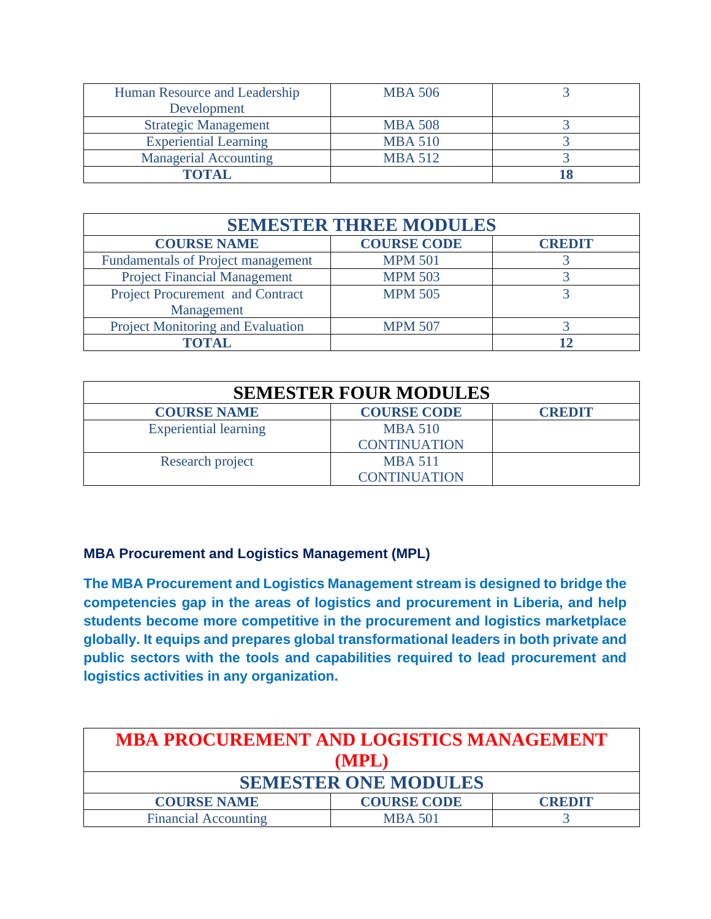| Human Resource and Leadership Development | MBA 506 | 3 |
|---|---|---|
| Strategic Management | MBA 508 | 3 |
| Experiential Learning | MBA 510 | 3 |
| Managerial Accounting | MBA 512 | 3 |
| **TOTAL** | | **18** |

| SEMESTER THREE MODULES | | |
|---|---|---|
| **COURSE NAME** | **COURSE CODE** | **CREDIT** |
| Fundamentals of Project management | MPM 501 | 3 |
| Project Financial Management | MPM 503 | 3 |
| Project Procurement and Contract Management | MPM 505 | 3 |
| Project Monitoring and Evaluation | MPM 507 | 3 |
| **TOTAL** | | **12** |

| SEMESTER FOUR MODULES | | |
|---|---|---|
| **COURSE NAME** | **COURSE CODE** | **CREDIT** |
| Experiential learning | MBA 510 CONTINUATION | |
| Research project | MBA 511 CONTINUATION | |

### MBA Procurement and Logistics Management (MPL)

**The MBA Procurement and Logistics Management stream is designed to bridge the competencies gap in the areas of logistics and procurement in Liberia, and help students become more competitive in the procurement and logistics marketplace globally. It equips and prepares global transformational leaders in both private and public sectors with the tools and capabilities required to lead procurement and logistics activities in any organization.**

| MBA PROCUREMENT AND LOGISTICS MANAGEMENT (MPL) | | |
|---|---|---|
| **SEMESTER ONE MODULES** | | |
| **COURSE NAME** | **COURSE CODE** | **CREDIT** |
| Financial Accounting | MBA 501 | 3 |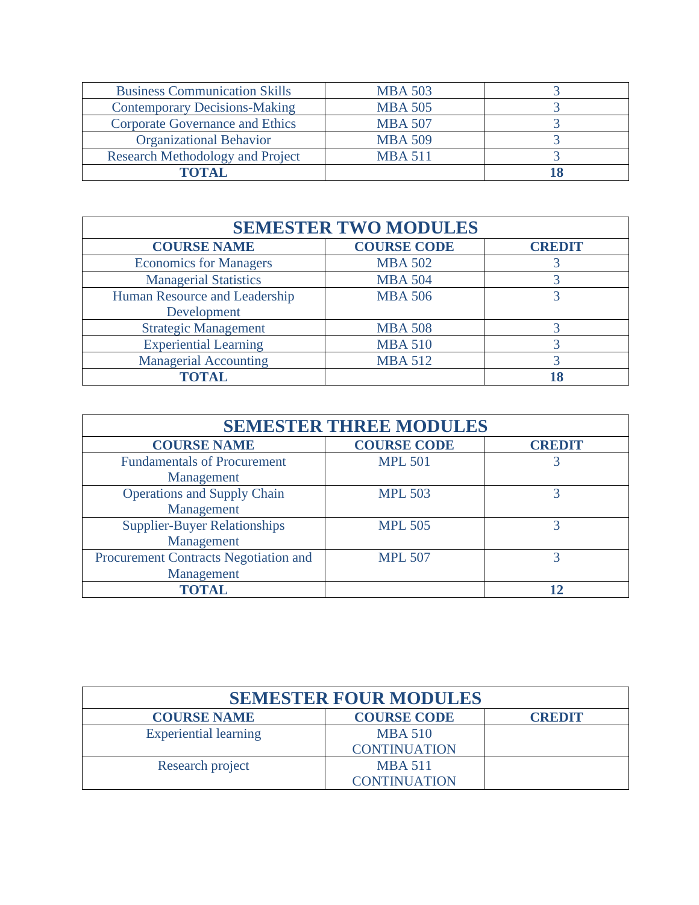| | | |
|---|---|---|
| Business Communication Skills | MBA 503 | 3 |
| Contemporary Decisions-Making | MBA 505 | 3 |
| Corporate Governance and Ethics | MBA 507 | 3 |
| Organizational Behavior | MBA 509 | 3 |
| Research Methodology and Project | MBA 511 | 3 |
| **TOTAL** | | **18** |

| **SEMESTER TWO MODULES** | | |
|---|---|---|
| **COURSE NAME** | **COURSE CODE** | **CREDIT** |
| Economics for Managers | MBA 502 | 3 |
| Managerial Statistics | MBA 504 | 3 |
| Human Resource and Leadership Development | MBA 506 | 3 |
| Strategic Management | MBA 508 | 3 |
| Experiential Learning | MBA 510 | 3 |
| Managerial Accounting | MBA 512 | 3 |
| **TOTAL** | | **18** |

| **SEMESTER THREE MODULES** | | |
|---|---|---|
| **COURSE NAME** | **COURSE CODE** | **CREDIT** |
| Fundamentals of Procurement Management | MPL 501 | 3 |
| Operations and Supply Chain Management | MPL 503 | 3 |
| Supplier-Buyer Relationships Management | MPL 505 | 3 |
| Procurement Contracts Negotiation and Management | MPL 507 | 3 |
| **TOTAL** | | **12** |

| **SEMESTER FOUR MODULES** | | |
|---|---|---|
| **COURSE NAME** | **COURSE CODE** | **CREDIT** |
| Experiential learning | MBA 510 CONTINUATION | |
| Research project | MBA 511 CONTINUATION | |